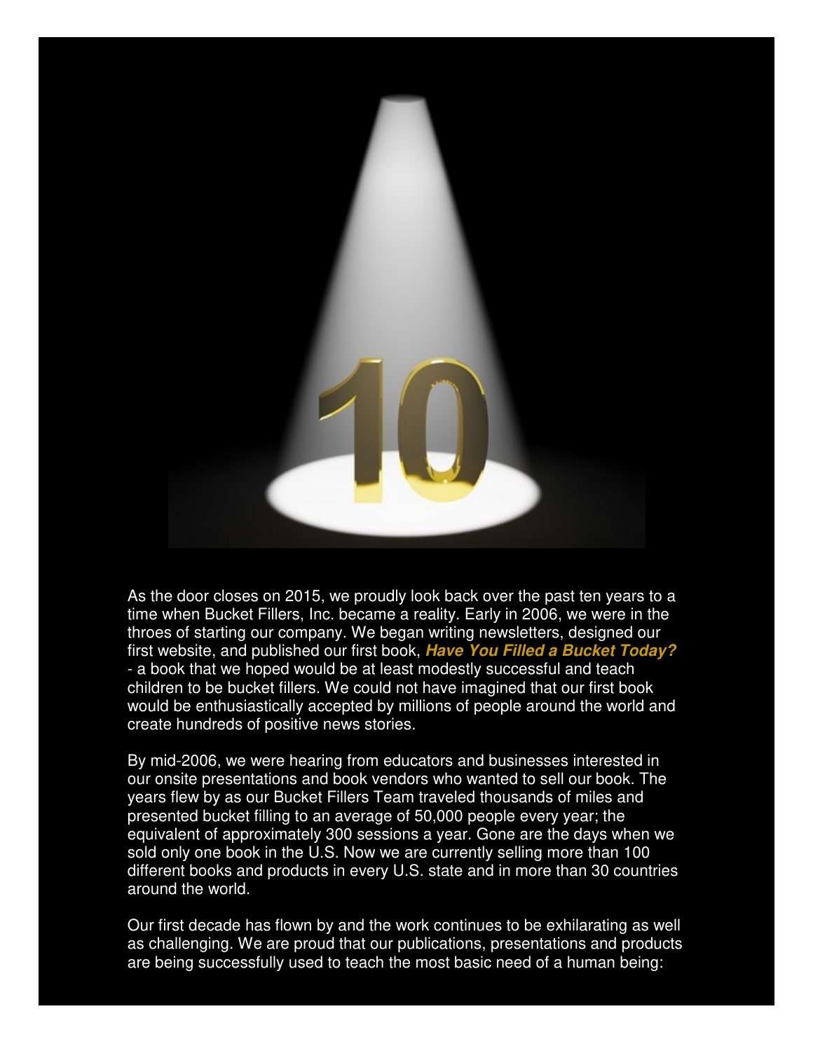As the door closes on 2015, we proudly look back over the past ten years to a time when Bucket Fillers, Inc. became a reality. Early in 2006, we were in the throes of starting our company. We began writing newsletters, designed our first website, and published our first book, ***Have You Filled a Bucket Today?*** - a book that we hoped would be at least modestly successful and teach children to be bucket fillers. We could not have imagined that our first book would be enthusiastically accepted by millions of people around the world and create hundreds of positive news stories.

By mid-2006, we were hearing from educators and businesses interested in our onsite presentations and book vendors who wanted to sell our book. The years flew by as our Bucket Fillers Team traveled thousands of miles and presented bucket filling to an average of 50,000 people every year; the equivalent of approximately 300 sessions a year. Gone are the days when we sold only one book in the U.S. Now we are currently selling more than 100 different books and products in every U.S. state and in more than 30 countries around the world.

Our first decade has flown by and the work continues to be exhilarating as well as challenging. We are proud that our publications, presentations and products are being successfully used to teach the most basic need of a human being: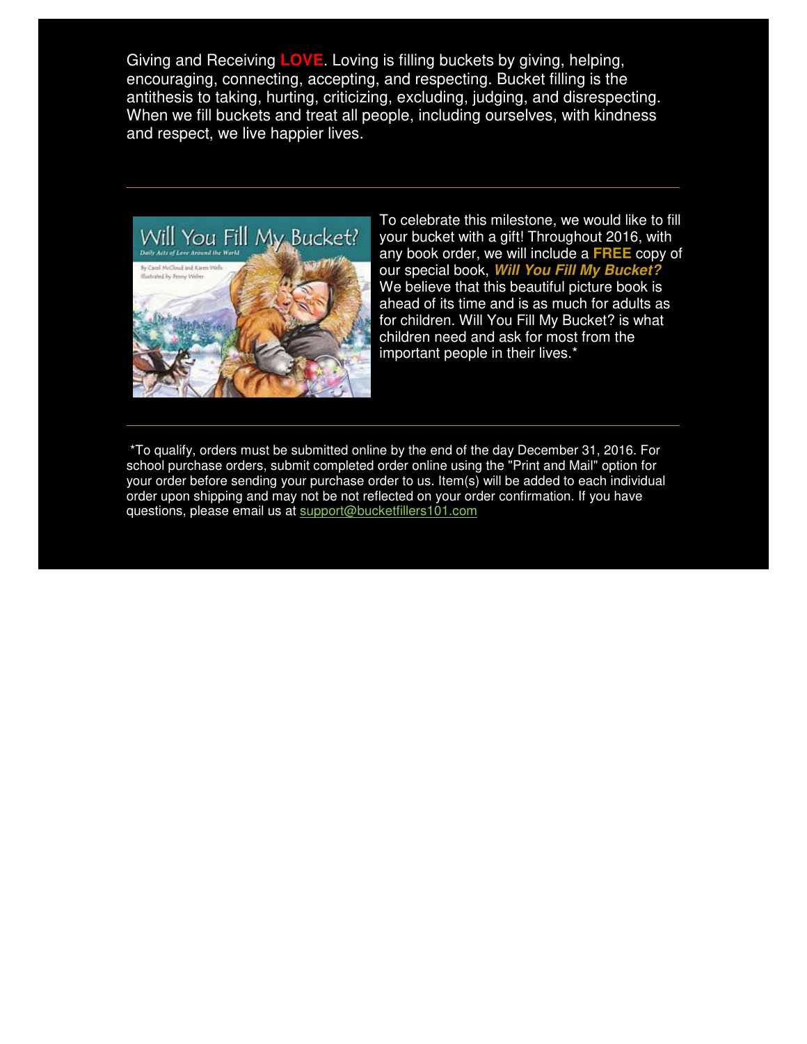Giving and Receiving **LOVE**. Loving is filling buckets by giving, helping, encouraging, connecting, accepting, and respecting. Bucket filling is the antithesis to taking, hurting, criticizing, excluding, judging, and disrespecting. When we fill buckets and treat all people, including ourselves, with kindness and respect, we live happier lives.

---

To celebrate this milestone, we would like to fill your bucket with a gift! Throughout 2016, with any book order, we will include a **FREE** copy of our special book, ***Will You Fill My Bucket?*** We believe that this beautiful picture book is ahead of its time and is as much for adults as for children. Will You Fill My Bucket? is what children need and ask for most from the important people in their lives.*

---

*To qualify, orders must be submitted online by the end of the day December 31, 2016. For school purchase orders, submit completed order online using the "Print and Mail" option for your order before sending your purchase order to us. Item(s) will be added to each individual order upon shipping and may not be not reflected on your order confirmation. If you have questions, please email us at support@bucketfillers101.com